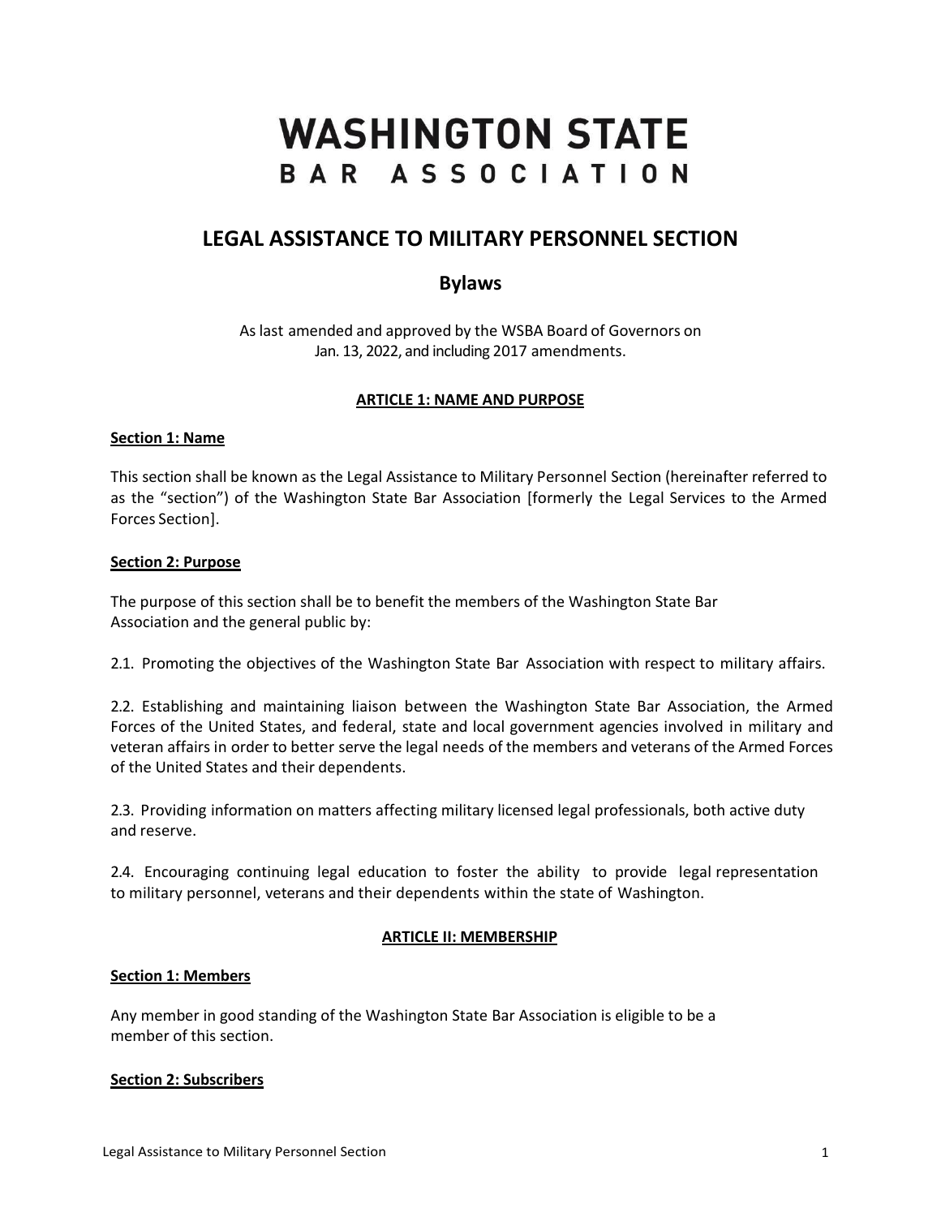# WASHINGTON STATE
# BAR ASSOCIATION

## LEGAL ASSISTANCE TO MILITARY PERSONNEL SECTION

## Bylaws

As last amended and approved by the WSBA Board of Governors on Jan. 13, 2022, and including 2017 amendments.

### ARTICLE 1: NAME AND PURPOSE

#### Section 1: Name

This section shall be known as the Legal Assistance to Military Personnel Section (hereinafter referred to as the "section") of the Washington State Bar Association [formerly the Legal Services to the Armed Forces Section].

#### Section 2: Purpose

The purpose of this section shall be to benefit the members of the Washington State Bar Association and the general public by:

2.1. Promoting the objectives of the Washington State Bar Association with respect to military affairs.

2.2. Establishing and maintaining liaison between the Washington State Bar Association, the Armed Forces of the United States, and federal, state and local government agencies involved in military and veteran affairs in order to better serve the legal needs of the members and veterans of the Armed Forces of the United States and their dependents.

2.3. Providing information on matters affecting military licensed legal professionals, both active duty and reserve.

2.4. Encouraging continuing legal education to foster the ability to provide legal representation to military personnel, veterans and their dependents within the state of Washington.

### ARTICLE II: MEMBERSHIP

#### Section 1: Members

Any member in good standing of the Washington State Bar Association is eligible to be a member of this section.

#### Section 2: Subscribers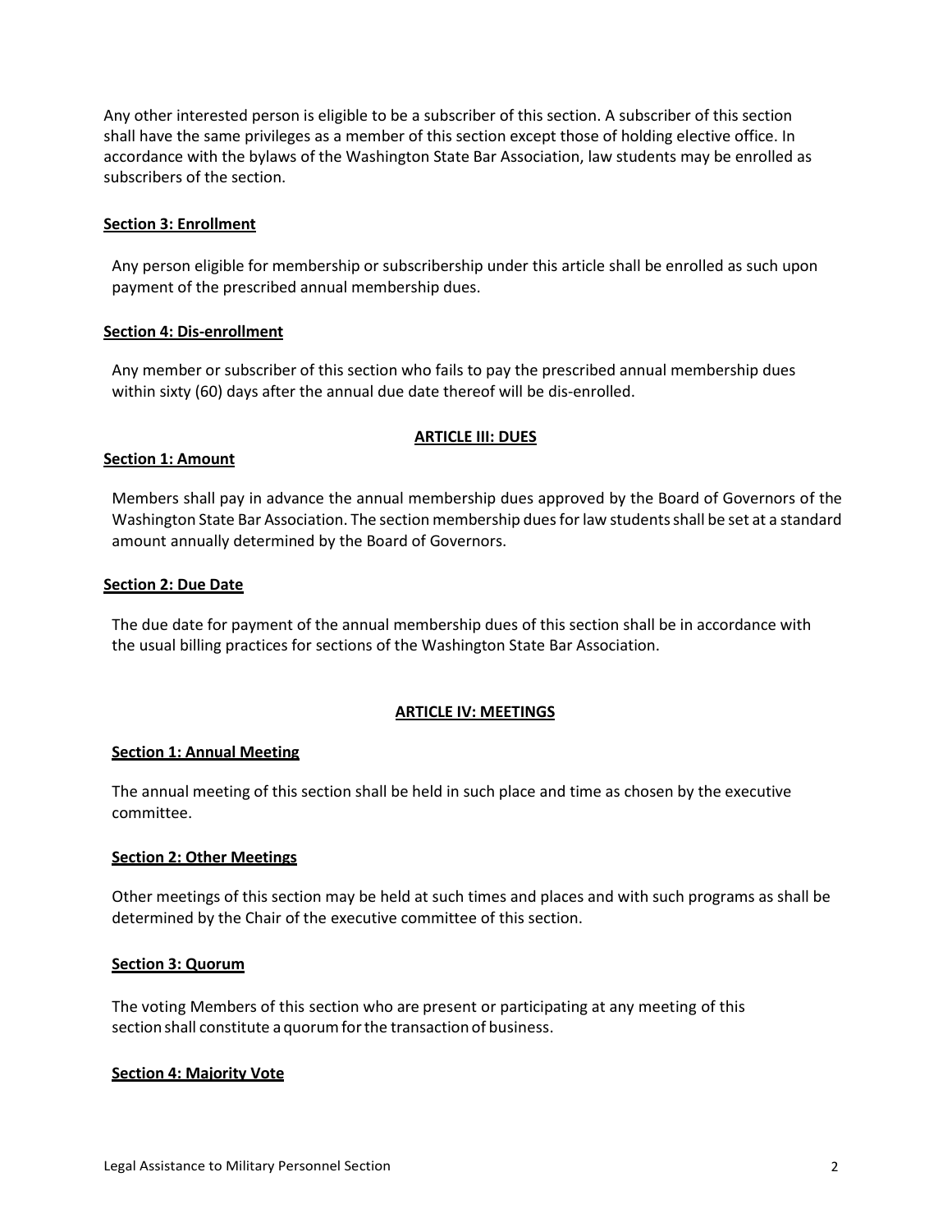Any other interested person is eligible to be a subscriber of this section. A subscriber of this section shall have the same privileges as a member of this section except those of holding elective office. In accordance with the bylaws of the Washington State Bar Association, law students may be enrolled as subscribers of the section.

**Section 3: Enrollment**

Any person eligible for membership or subscribership under this article shall be enrolled as such upon payment of the prescribed annual membership dues.

**Section 4: Dis-enrollment**

Any member or subscriber of this section who fails to pay the prescribed annual membership dues within sixty (60) days after the annual due date thereof will be dis-enrolled.

## ARTICLE III: DUES

**Section 1: Amount**

Members shall pay in advance the annual membership dues approved by the Board of Governors of the Washington State Bar Association. The section membership dues for law students shall be set at a standard amount annually determined by the Board of Governors.

**Section 2: Due Date**

The due date for payment of the annual membership dues of this section shall be in accordance with the usual billing practices for sections of the Washington State Bar Association.

## ARTICLE IV: MEETINGS

**Section 1: Annual Meeting**

The annual meeting of this section shall be held in such place and time as chosen by the executive committee.

**Section 2: Other Meetings**

Other meetings of this section may be held at such times and places and with such programs as shall be determined by the Chair of the executive committee of this section.

**Section 3: Quorum**

The voting Members of this section who are present or participating at any meeting of this section shall constitute a quorum for the transaction of business.

**Section 4: Majority Vote**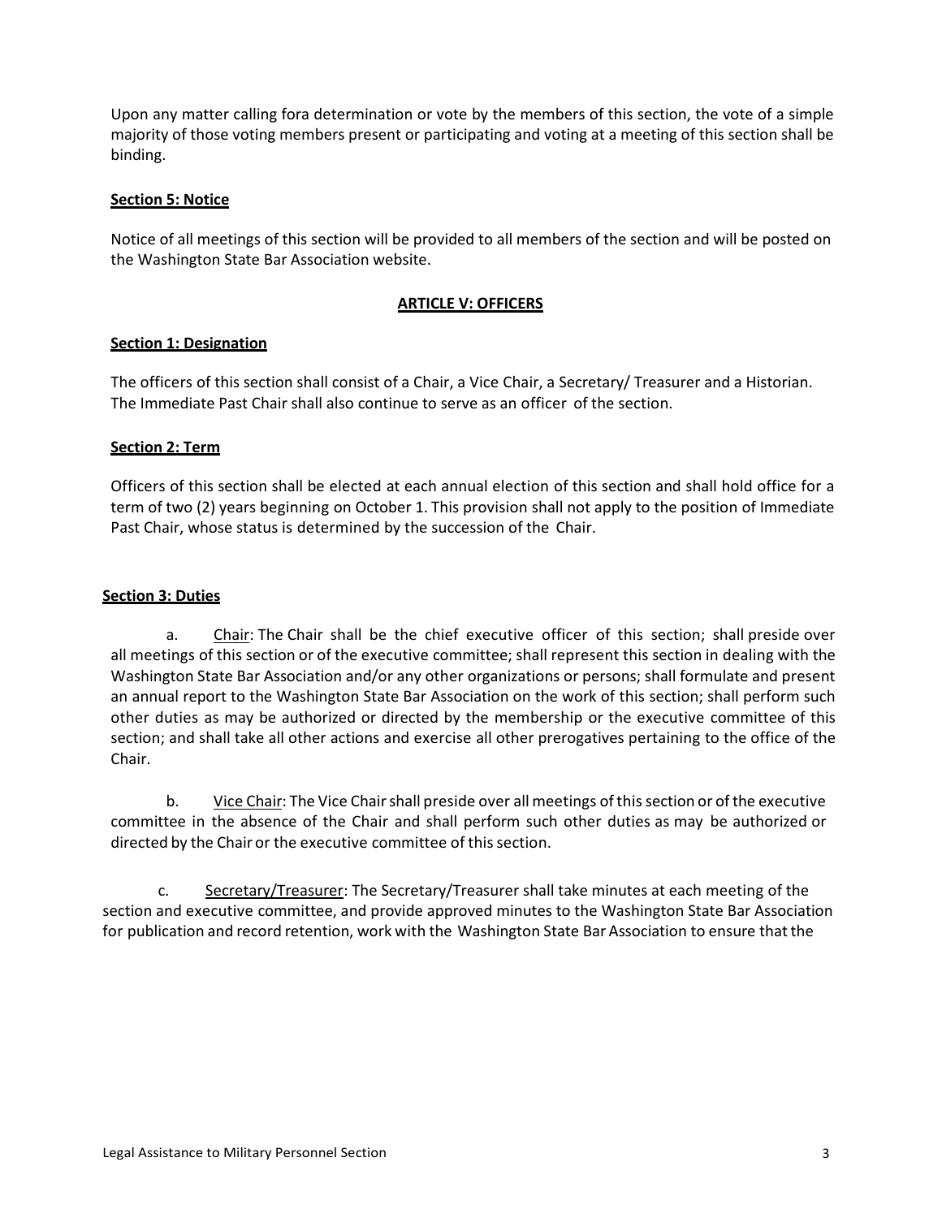Upon any matter calling fora determination or vote by the members of this section, the vote of a simple majority of those voting members present or participating and voting at a meeting of this section shall be binding.

**Section 5: Notice**

Notice of all meetings of this section will be provided to all members of the section and will be posted on the Washington State Bar Association website.

## ARTICLE V: OFFICERS

**Section 1: Designation**

The officers of this section shall consist of a Chair, a Vice Chair, a Secretary/ Treasurer and a Historian. The Immediate Past Chair shall also continue to serve as an officer of the section.

**Section 2: Term**

Officers of this section shall be elected at each annual election of this section and shall hold office for a term of two (2) years beginning on October 1. This provision shall not apply to the position of Immediate Past Chair, whose status is determined by the succession of the Chair.

**Section 3: Duties**

a. Chair: The Chair shall be the chief executive officer of this section; shall preside over all meetings of this section or of the executive committee; shall represent this section in dealing with the Washington State Bar Association and/or any other organizations or persons; shall formulate and present an annual report to the Washington State Bar Association on the work of this section; shall perform such other duties as may be authorized or directed by the membership or the executive committee of this section; and shall take all other actions and exercise all other prerogatives pertaining to the office of the Chair.

b. Vice Chair: The Vice Chair shall preside over all meetings of this section or of the executive committee in the absence of the Chair and shall perform such other duties as may be authorized or directed by the Chair or the executive committee of this section.

c. Secretary/Treasurer: The Secretary/Treasurer shall take minutes at each meeting of the section and executive committee, and provide approved minutes to the Washington State Bar Association for publication and record retention, work with the Washington State Bar Association to ensure that the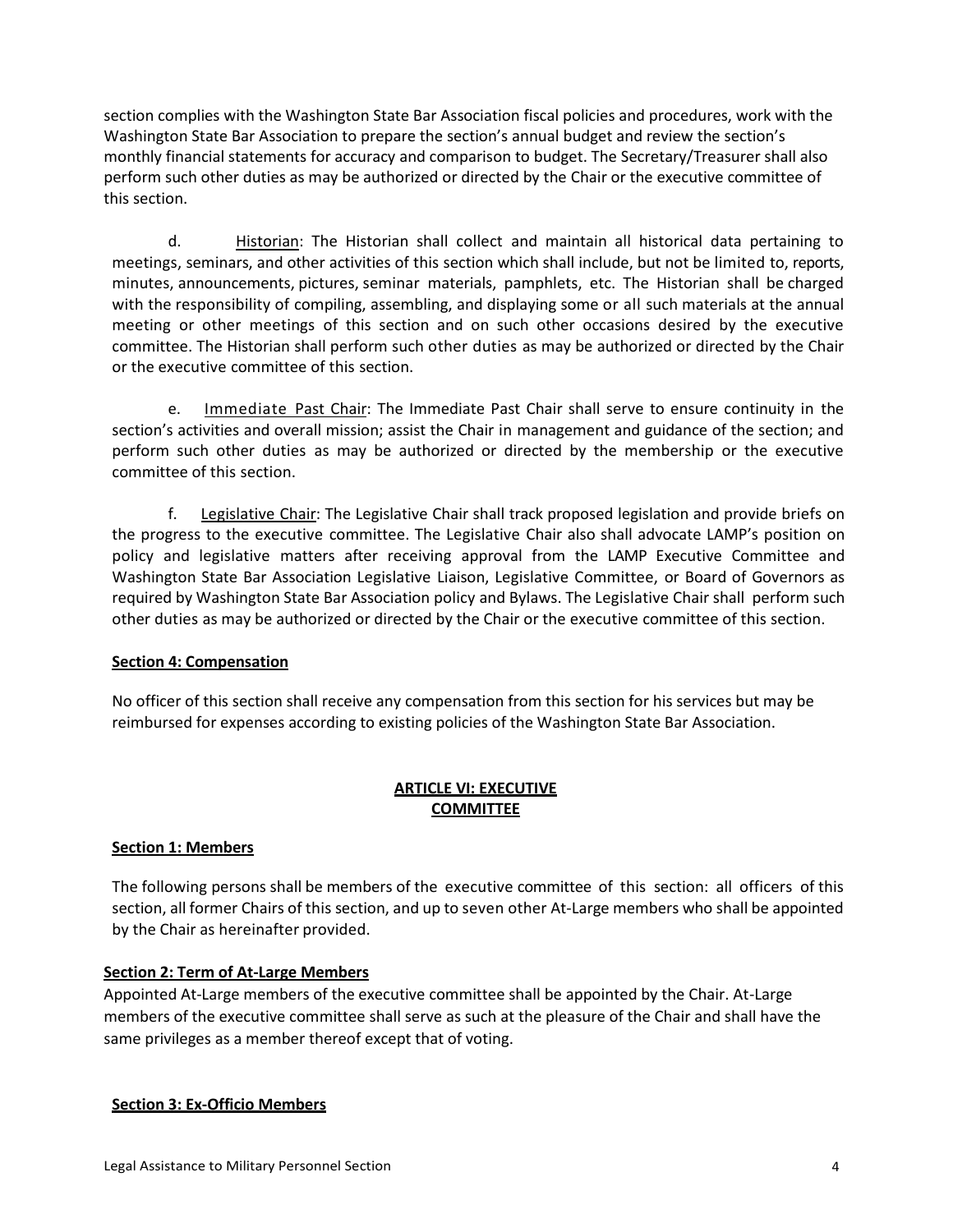section complies with the Washington State Bar Association fiscal policies and procedures, work with the Washington State Bar Association to prepare the section's annual budget and review the section's monthly financial statements for accuracy and comparison to budget. The Secretary/Treasurer shall also perform such other duties as may be authorized or directed by the Chair or the executive committee of this section.

d. Historian: The Historian shall collect and maintain all historical data pertaining to meetings, seminars, and other activities of this section which shall include, but not be limited to, reports, minutes, announcements, pictures, seminar materials, pamphlets, etc. The Historian shall be charged with the responsibility of compiling, assembling, and displaying some or all such materials at the annual meeting or other meetings of this section and on such other occasions desired by the executive committee. The Historian shall perform such other duties as may be authorized or directed by the Chair or the executive committee of this section.

e. Immediate Past Chair: The Immediate Past Chair shall serve to ensure continuity in the section's activities and overall mission; assist the Chair in management and guidance of the section; and perform such other duties as may be authorized or directed by the membership or the executive committee of this section.

f. Legislative Chair: The Legislative Chair shall track proposed legislation and provide briefs on the progress to the executive committee. The Legislative Chair also shall advocate LAMP's position on policy and legislative matters after receiving approval from the LAMP Executive Committee and Washington State Bar Association Legislative Liaison, Legislative Committee, or Board of Governors as required by Washington State Bar Association policy and Bylaws. The Legislative Chair shall perform such other duties as may be authorized or directed by the Chair or the executive committee of this section.

**Section 4: Compensation**

No officer of this section shall receive any compensation from this section for his services but may be reimbursed for expenses according to existing policies of the Washington State Bar Association.

## ARTICLE VI: EXECUTIVE COMMITTEE

**Section 1: Members**

The following persons shall be members of the executive committee of this section: all officers of this section, all former Chairs of this section, and up to seven other At-Large members who shall be appointed by the Chair as hereinafter provided.

**Section 2: Term of At-Large Members**

Appointed At-Large members of the executive committee shall be appointed by the Chair. At-Large members of the executive committee shall serve as such at the pleasure of the Chair and shall have the same privileges as a member thereof except that of voting.

**Section 3: Ex-Officio Members**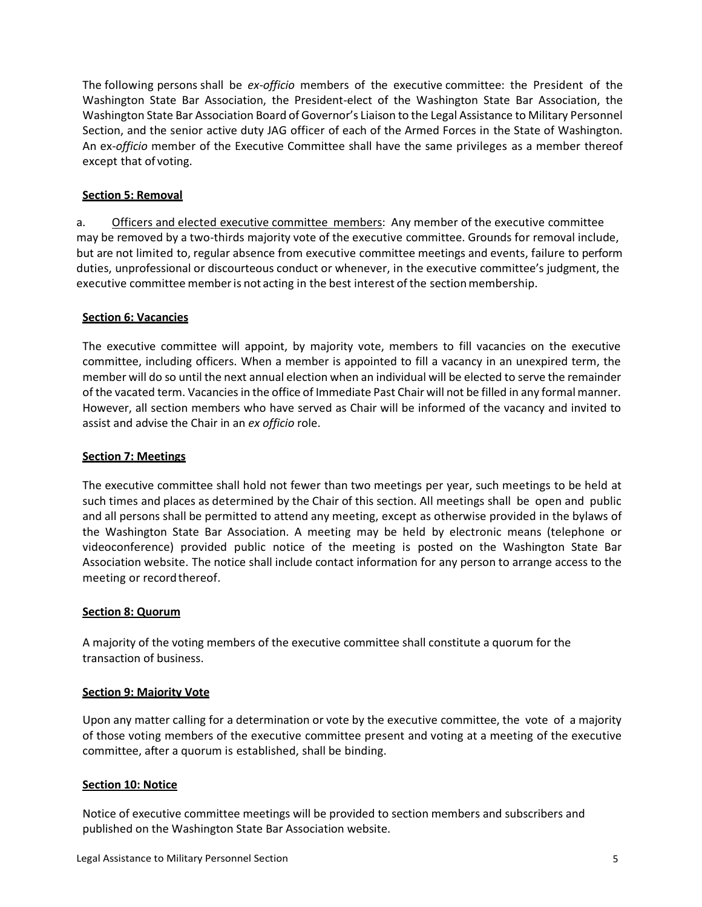The following persons shall be *ex-officio* members of the executive committee: the President of the Washington State Bar Association, the President-elect of the Washington State Bar Association, the Washington State Bar Association Board of Governor's Liaison to the Legal Assistance to Military Personnel Section, and the senior active duty JAG officer of each of the Armed Forces in the State of Washington. An ex-*officio* member of the Executive Committee shall have the same privileges as a member thereof except that of voting.

**Section 5: Removal**

a. Officers and elected executive committee members: Any member of the executive committee may be removed by a two-thirds majority vote of the executive committee. Grounds for removal include, but are not limited to, regular absence from executive committee meetings and events, failure to perform duties, unprofessional or discourteous conduct or whenever, in the executive committee's judgment, the executive committee member is not acting in the best interest of the section membership.

**Section 6: Vacancies**

The executive committee will appoint, by majority vote, members to fill vacancies on the executive committee, including officers. When a member is appointed to fill a vacancy in an unexpired term, the member will do so until the next annual election when an individual will be elected to serve the remainder of the vacated term. Vacancies in the office of Immediate Past Chair will not be filled in any formal manner. However, all section members who have served as Chair will be informed of the vacancy and invited to assist and advise the Chair in an *ex officio* role.

**Section 7: Meetings**

The executive committee shall hold not fewer than two meetings per year, such meetings to be held at such times and places as determined by the Chair of this section. All meetings shall be open and public and all persons shall be permitted to attend any meeting, except as otherwise provided in the bylaws of the Washington State Bar Association. A meeting may be held by electronic means (telephone or videoconference) provided public notice of the meeting is posted on the Washington State Bar Association website. The notice shall include contact information for any person to arrange access to the meeting or record thereof.

**Section 8: Quorum**

A majority of the voting members of the executive committee shall constitute a quorum for the transaction of business.

**Section 9: Majority Vote**

Upon any matter calling for a determination or vote by the executive committee, the vote of a majority of those voting members of the executive committee present and voting at a meeting of the executive committee, after a quorum is established, shall be binding.

**Section 10: Notice**

Notice of executive committee meetings will be provided to section members and subscribers and published on the Washington State Bar Association website.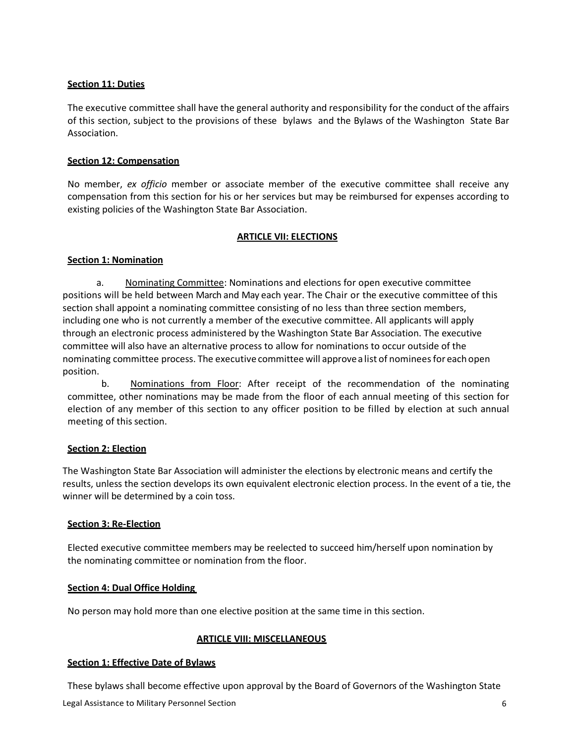**Section 11: Duties**

The executive committee shall have the general authority and responsibility for the conduct of the affairs of this section, subject to the provisions of these bylaws and the Bylaws of the Washington State Bar Association.

**Section 12: Compensation**

No member, *ex officio* member or associate member of the executive committee shall receive any compensation from this section for his or her services but may be reimbursed for expenses according to existing policies of the Washington State Bar Association.

## ARTICLE VII: ELECTIONS

**Section 1: Nomination**

a. Nominating Committee: Nominations and elections for open executive committee positions will be held between March and May each year. The Chair or the executive committee of this section shall appoint a nominating committee consisting of no less than three section members, including one who is not currently a member of the executive committee. All applicants will apply through an electronic process administered by the Washington State Bar Association. The executive committee will also have an alternative process to allow for nominations to occur outside of the nominating committee process. The executive committee will approve a list of nominees for each open position.

b. Nominations from Floor: After receipt of the recommendation of the nominating committee, other nominations may be made from the floor of each annual meeting of this section for election of any member of this section to any officer position to be filled by election at such annual meeting of this section.

**Section 2: Election**

The Washington State Bar Association will administer the elections by electronic means and certify the results, unless the section develops its own equivalent electronic election process. In the event of a tie, the winner will be determined by a coin toss.

**Section 3: Re-Election**

Elected executive committee members may be reelected to succeed him/herself upon nomination by the nominating committee or nomination from the floor.

**Section 4: Dual Office Holding**

No person may hold more than one elective position at the same time in this section.

## ARTICLE VIII: MISCELLANEOUS

**Section 1: Effective Date of Bylaws**

These bylaws shall become effective upon approval by the Board of Governors of the Washington State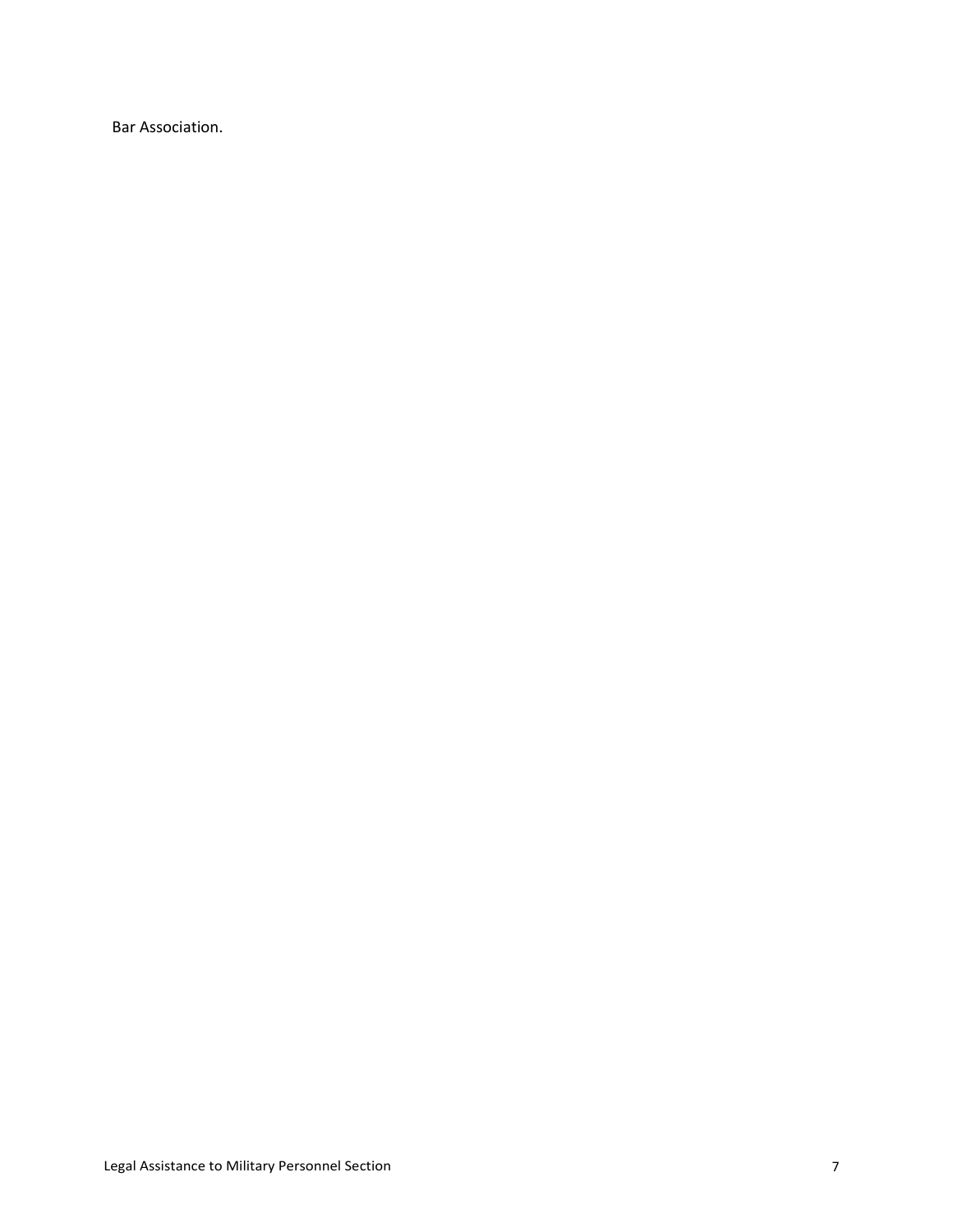Bar Association.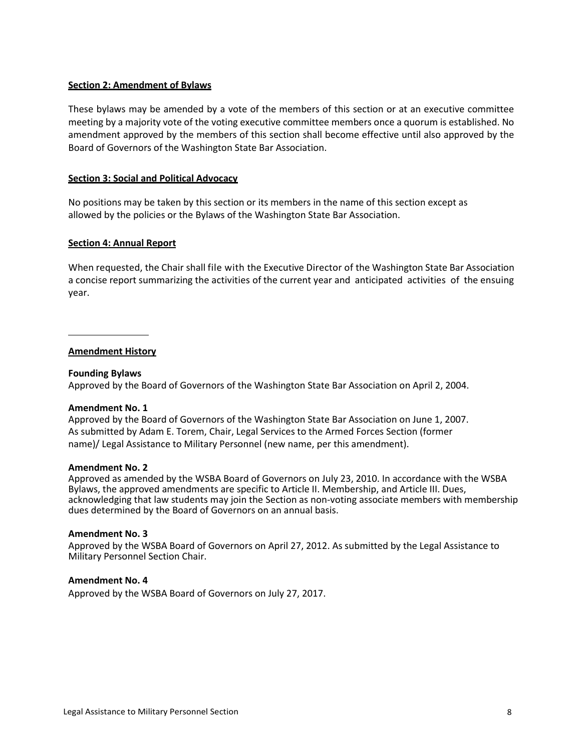### Section 2: Amendment of Bylaws

These bylaws may be amended by a vote of the members of this section or at an executive committee meeting by a majority vote of the voting executive committee members once a quorum is established. No amendment approved by the members of this section shall become effective until also approved by the Board of Governors of the Washington State Bar Association.

### Section 3: Social and Political Advocacy

No positions may be taken by this section or its members in the name of this section except as allowed by the policies or the Bylaws of the Washington State Bar Association.

### Section 4: Annual Report

When requested, the Chair shall file with the Executive Director of the Washington State Bar Association a concise report summarizing the activities of the current year and anticipated activities of the ensuing year.

---

### Amendment History

**Founding Bylaws**
Approved by the Board of Governors of the Washington State Bar Association on April 2, 2004.

**Amendment No. 1**
Approved by the Board of Governors of the Washington State Bar Association on June 1, 2007. As submitted by Adam E. Torem, Chair, Legal Services to the Armed Forces Section (former name)/ Legal Assistance to Military Personnel (new name, per this amendment).

**Amendment No. 2**
Approved as amended by the WSBA Board of Governors on July 23, 2010. In accordance with the WSBA Bylaws, the approved amendments are specific to Article II. Membership, and Article III. Dues, acknowledging that law students may join the Section as non-voting associate members with membership dues determined by the Board of Governors on an annual basis.

**Amendment No. 3**
Approved by the WSBA Board of Governors on April 27, 2012. As submitted by the Legal Assistance to Military Personnel Section Chair.

**Amendment No. 4**
Approved by the WSBA Board of Governors on July 27, 2017.